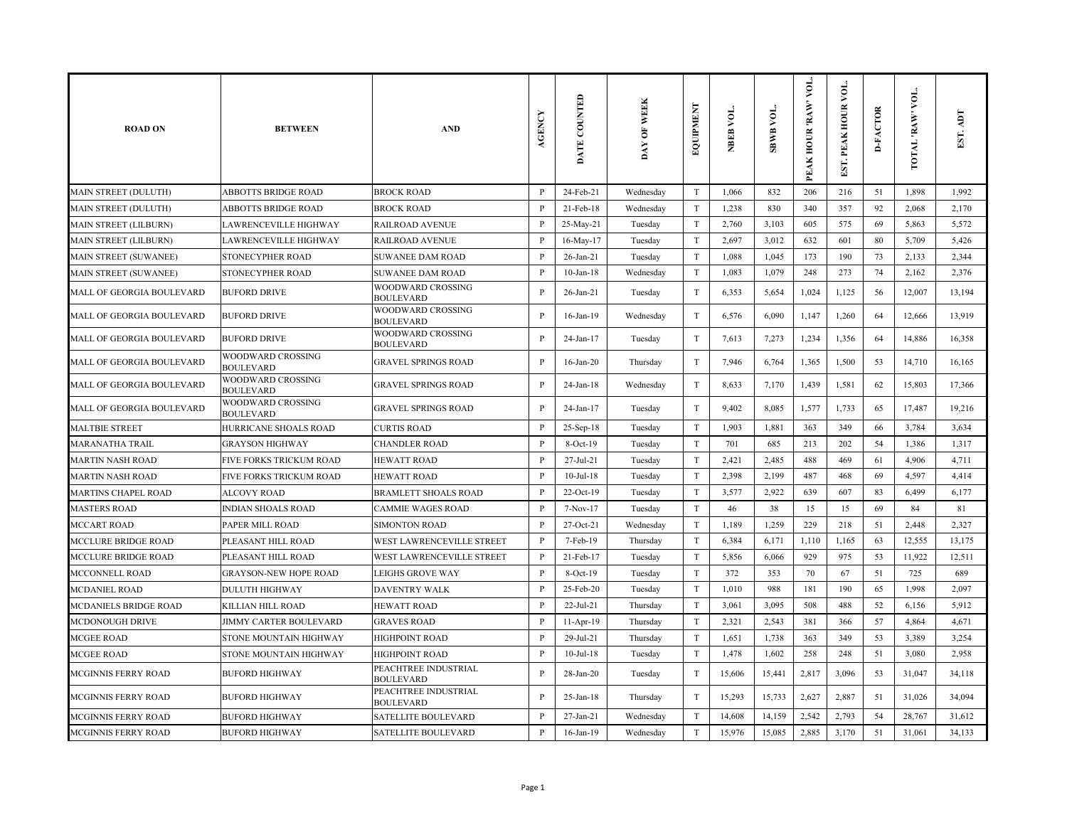| ROAD ON | BETWEEN | AND | AGENCY | DATE COUNTED | DAY OF WEEK | EQUIPMENT | NBEB VOL. | SBWB VOL. | PEAK HOUR 'RAW' VOL. | EST. PEAK HOUR VOL. | D-FACTOR | TOTAL 'RAW' VOL. | EST. ADT |
|---|---|---|---|---|---|---|---|---|---|---|---|---|---|
| MAIN STREET (DULUTH) | ABBOTTS BRIDGE ROAD | BROCK ROAD | P | 24-Feb-21 | Wednesday | T | 1,066 | 832 | 206 | 216 | 51 | 1,898 | 1,992 |
| MAIN STREET (DULUTH) | ABBOTTS BRIDGE ROAD | BROCK ROAD | P | 21-Feb-18 | Wednesday | T | 1,238 | 830 | 340 | 357 | 92 | 2,068 | 2,170 |
| MAIN STREET (LILBURN) | LAWRENCEVILLE HIGHWAY | RAILROAD AVENUE | P | 25-May-21 | Tuesday | T | 2,760 | 3,103 | 605 | 575 | 69 | 5,863 | 5,572 |
| MAIN STREET (LILBURN) | LAWRENCEVILLE HIGHWAY | RAILROAD AVENUE | P | 16-May-17 | Tuesday | T | 2,697 | 3,012 | 632 | 601 | 80 | 5,709 | 5,426 |
| MAIN STREET (SUWANEE) | STONECYPHER ROAD | SUWANEE DAM ROAD | P | 26-Jan-21 | Tuesday | T | 1,088 | 1,045 | 173 | 190 | 73 | 2,133 | 2,344 |
| MAIN STREET (SUWANEE) | STONECYPHER ROAD | SUWANEE DAM ROAD | P | 10-Jan-18 | Wednesday | T | 1,083 | 1,079 | 248 | 273 | 74 | 2,162 | 2,376 |
| MALL OF GEORGIA BOULEVARD | BUFORD DRIVE | WOODWARD CROSSING BOULEVARD | P | 26-Jan-21 | Tuesday | T | 6,353 | 5,654 | 1,024 | 1,125 | 56 | 12,007 | 13,194 |
| MALL OF GEORGIA BOULEVARD | BUFORD DRIVE | WOODWARD CROSSING BOULEVARD | P | 16-Jan-19 | Wednesday | T | 6,576 | 6,090 | 1,147 | 1,260 | 64 | 12,666 | 13,919 |
| MALL OF GEORGIA BOULEVARD | BUFORD DRIVE | WOODWARD CROSSING BOULEVARD | P | 24-Jan-17 | Tuesday | T | 7,613 | 7,273 | 1,234 | 1,356 | 64 | 14,886 | 16,358 |
| MALL OF GEORGIA BOULEVARD | WOODWARD CROSSING BOULEVARD | GRAVEL SPRINGS ROAD | P | 16-Jan-20 | Thursday | T | 7,946 | 6,764 | 1,365 | 1,500 | 53 | 14,710 | 16,165 |
| MALL OF GEORGIA BOULEVARD | WOODWARD CROSSING BOULEVARD | GRAVEL SPRINGS ROAD | P | 24-Jan-18 | Wednesday | T | 8,633 | 7,170 | 1,439 | 1,581 | 62 | 15,803 | 17,366 |
| MALL OF GEORGIA BOULEVARD | WOODWARD CROSSING BOULEVARD | GRAVEL SPRINGS ROAD | P | 24-Jan-17 | Tuesday | T | 9,402 | 8,085 | 1,577 | 1,733 | 65 | 17,487 | 19,216 |
| MALTBIE STREET | HURRICANE SHOALS ROAD | CURTIS ROAD | P | 25-Sep-18 | Tuesday | T | 1,903 | 1,881 | 363 | 349 | 66 | 3,784 | 3,634 |
| MARANATHA TRAIL | GRAYSON HIGHWAY | CHANDLER ROAD | P | 8-Oct-19 | Tuesday | T | 701 | 685 | 213 | 202 | 54 | 1,386 | 1,317 |
| MARTIN NASH ROAD | FIVE FORKS TRICKUM ROAD | HEWATT ROAD | P | 27-Jul-21 | Tuesday | T | 2,421 | 2,485 | 488 | 469 | 61 | 4,906 | 4,711 |
| MARTIN NASH ROAD | FIVE FORKS TRICKUM ROAD | HEWATT ROAD | P | 10-Jul-18 | Tuesday | T | 2,398 | 2,199 | 487 | 468 | 69 | 4,597 | 4,414 |
| MARTINS CHAPEL ROAD | ALCOVY ROAD | BRAMLETT SHOALS ROAD | P | 22-Oct-19 | Tuesday | T | 3,577 | 2,922 | 639 | 607 | 83 | 6,499 | 6,177 |
| MASTERS ROAD | INDIAN SHOALS ROAD | CAMMIE WAGES ROAD | P | 7-Nov-17 | Tuesday | T | 46 | 38 | 15 | 15 | 69 | 84 | 81 |
| MCCART ROAD | PAPER MILL ROAD | SIMONTON ROAD | P | 27-Oct-21 | Wednesday | T | 1,189 | 1,259 | 229 | 218 | 51 | 2,448 | 2,327 |
| MCCLURE BRIDGE ROAD | PLEASANT HILL ROAD | WEST LAWRENCEVILLE STREET | P | 7-Feb-19 | Thursday | T | 6,384 | 6,171 | 1,110 | 1,165 | 63 | 12,555 | 13,175 |
| MCCLURE BRIDGE ROAD | PLEASANT HILL ROAD | WEST LAWRENCEVILLE STREET | P | 21-Feb-17 | Tuesday | T | 5,856 | 6,066 | 929 | 975 | 53 | 11,922 | 12,511 |
| MCCONNELL ROAD | GRAYSON-NEW HOPE ROAD | LEIGHS GROVE WAY | P | 8-Oct-19 | Tuesday | T | 372 | 353 | 70 | 67 | 51 | 725 | 689 |
| MCDANIEL ROAD | DULUTH HIGHWAY | DAVENTRY WALK | P | 25-Feb-20 | Tuesday | T | 1,010 | 988 | 181 | 190 | 65 | 1,998 | 2,097 |
| MCDANIELS BRIDGE ROAD | KILLIAN HILL ROAD | HEWATT ROAD | P | 22-Jul-21 | Thursday | T | 3,061 | 3,095 | 508 | 488 | 52 | 6,156 | 5,912 |
| MCDONOUGH DRIVE | JIMMY CARTER BOULEVARD | GRAVES ROAD | P | 11-Apr-19 | Thursday | T | 2,321 | 2,543 | 381 | 366 | 57 | 4,864 | 4,671 |
| MCGEE ROAD | STONE MOUNTAIN HIGHWAY | HIGHPOINT ROAD | P | 29-Jul-21 | Thursday | T | 1,651 | 1,738 | 363 | 349 | 53 | 3,389 | 3,254 |
| MCGEE ROAD | STONE MOUNTAIN HIGHWAY | HIGHPOINT ROAD | P | 10-Jul-18 | Tuesday | T | 1,478 | 1,602 | 258 | 248 | 51 | 3,080 | 2,958 |
| MCGINNIS FERRY ROAD | BUFORD HIGHWAY | PEACHTREE INDUSTRIAL BOULEVARD | P | 28-Jan-20 | Tuesday | T | 15,606 | 15,441 | 2,817 | 3,096 | 53 | 31,047 | 34,118 |
| MCGINNIS FERRY ROAD | BUFORD HIGHWAY | PEACHTREE INDUSTRIAL BOULEVARD | P | 25-Jan-18 | Thursday | T | 15,293 | 15,733 | 2,627 | 2,887 | 51 | 31,026 | 34,094 |
| MCGINNIS FERRY ROAD | BUFORD HIGHWAY | SATELLITE BOULEVARD | P | 27-Jan-21 | Wednesday | T | 14,608 | 14,159 | 2,542 | 2,793 | 54 | 28,767 | 31,612 |
| MCGINNIS FERRY ROAD | BUFORD HIGHWAY | SATELLITE BOULEVARD | P | 16-Jan-19 | Wednesday | T | 15,976 | 15,085 | 2,885 | 3,170 | 51 | 31,061 | 34,133 |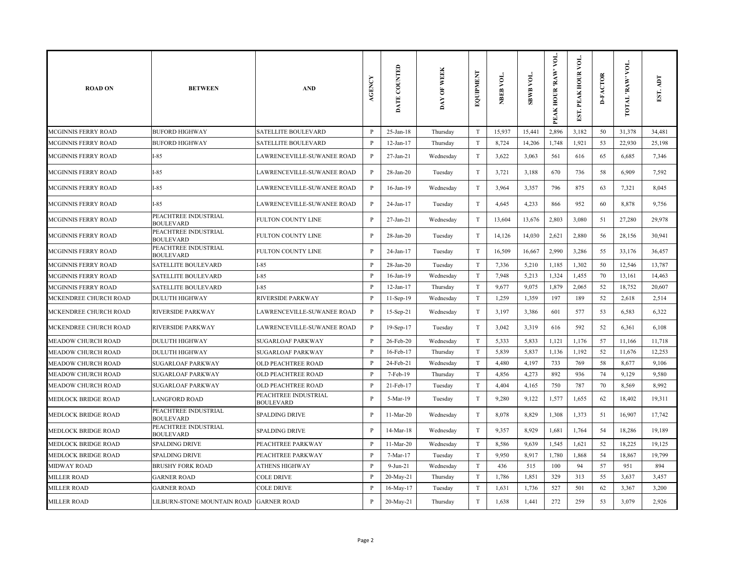| ROAD ON | BETWEEN | AND | AGENCY | DATE COUNTED | DAY OF WEEK | EQUIPMENT | NBEB VOL. | SBWB VOL. | PEAK HOUR 'RAW' VOL. | EST. PEAK HOUR VOL. | D-FACTOR | TOTAL 'RAW' VOL. | EST. ADT |
|---|---|---|---|---|---|---|---|---|---|---|---|---|---|
| MCGINNIS FERRY ROAD | BUFORD HIGHWAY | SATELLITE BOULEVARD | P | 25-Jan-18 | Thursday | T | 15,937 | 15,441 | 2,896 | 3,182 | 50 | 31,378 | 34,481 |
| MCGINNIS FERRY ROAD | BUFORD HIGHWAY | SATELLITE BOULEVARD | P | 12-Jan-17 | Thursday | T | 8,724 | 14,206 | 1,748 | 1,921 | 53 | 22,930 | 25,198 |
| MCGINNIS FERRY ROAD | I-85 | LAWRENCEVILLE-SUWANEE ROAD | P | 27-Jan-21 | Wednesday | T | 3,622 | 3,063 | 561 | 616 | 65 | 6,685 | 7,346 |
| MCGINNIS FERRY ROAD | I-85 | LAWRENCEVILLE-SUWANEE ROAD | P | 28-Jan-20 | Tuesday | T | 3,721 | 3,188 | 670 | 736 | 58 | 6,909 | 7,592 |
| MCGINNIS FERRY ROAD | I-85 | LAWRENCEVILLE-SUWANEE ROAD | P | 16-Jan-19 | Wednesday | T | 3,964 | 3,357 | 796 | 875 | 63 | 7,321 | 8,045 |
| MCGINNIS FERRY ROAD | I-85 | LAWRENCEVILLE-SUWANEE ROAD | P | 24-Jan-17 | Tuesday | T | 4,645 | 4,233 | 866 | 952 | 60 | 8,878 | 9,756 |
| MCGINNIS FERRY ROAD | PEACHTREE INDUSTRIAL BOULEVARD | FULTON COUNTY LINE | P | 27-Jan-21 | Wednesday | T | 13,604 | 13,676 | 2,803 | 3,080 | 51 | 27,280 | 29,978 |
| MCGINNIS FERRY ROAD | PEACHTREE INDUSTRIAL BOULEVARD | FULTON COUNTY LINE | P | 28-Jan-20 | Tuesday | T | 14,126 | 14,030 | 2,621 | 2,880 | 56 | 28,156 | 30,941 |
| MCGINNIS FERRY ROAD | PEACHTREE INDUSTRIAL BOULEVARD | FULTON COUNTY LINE | P | 24-Jan-17 | Tuesday | T | 16,509 | 16,667 | 2,990 | 3,286 | 55 | 33,176 | 36,457 |
| MCGINNIS FERRY ROAD | SATELLITE BOULEVARD | I-85 | P | 28-Jan-20 | Tuesday | T | 7,336 | 5,210 | 1,185 | 1,302 | 50 | 12,546 | 13,787 |
| MCGINNIS FERRY ROAD | SATELLITE BOULEVARD | I-85 | P | 16-Jan-19 | Wednesday | T | 7,948 | 5,213 | 1,324 | 1,455 | 70 | 13,161 | 14,463 |
| MCGINNIS FERRY ROAD | SATELLITE BOULEVARD | I-85 | P | 12-Jan-17 | Thursday | T | 9,677 | 9,075 | 1,879 | 2,065 | 52 | 18,752 | 20,607 |
| MCKENDREE CHURCH ROAD | DULUTH HIGHWAY | RIVERSIDE PARKWAY | P | 11-Sep-19 | Wednesday | T | 1,259 | 1,359 | 197 | 189 | 52 | 2,618 | 2,514 |
| MCKENDREE CHURCH ROAD | RIVERSIDE PARKWAY | LAWRENCEVILLE-SUWANEE ROAD | P | 15-Sep-21 | Wednesday | T | 3,197 | 3,386 | 601 | 577 | 53 | 6,583 | 6,322 |
| MCKENDREE CHURCH ROAD | RIVERSIDE PARKWAY | LAWRENCEVILLE-SUWANEE ROAD | P | 19-Sep-17 | Tuesday | T | 3,042 | 3,319 | 616 | 592 | 52 | 6,361 | 6,108 |
| MEADOW CHURCH ROAD | DULUTH HIGHWAY | SUGARLOAF PARKWAY | P | 26-Feb-20 | Wednesday | T | 5,333 | 5,833 | 1,121 | 1,176 | 57 | 11,166 | 11,718 |
| MEADOW CHURCH ROAD | DULUTH HIGHWAY | SUGARLOAF PARKWAY | P | 16-Feb-17 | Thursday | T | 5,839 | 5,837 | 1,136 | 1,192 | 52 | 11,676 | 12,253 |
| MEADOW CHURCH ROAD | SUGARLOAF PARKWAY | OLD PEACHTREE ROAD | P | 24-Feb-21 | Wednesday | T | 4,480 | 4,197 | 733 | 769 | 58 | 8,677 | 9,106 |
| MEADOW CHURCH ROAD | SUGARLOAF PARKWAY | OLD PEACHTREE ROAD | P | 7-Feb-19 | Thursday | T | 4,856 | 4,273 | 892 | 936 | 74 | 9,129 | 9,580 |
| MEADOW CHURCH ROAD | SUGARLOAF PARKWAY | OLD PEACHTREE ROAD | P | 21-Feb-17 | Tuesday | T | 4,404 | 4,165 | 750 | 787 | 70 | 8,569 | 8,992 |
| MEDLOCK BRIDGE ROAD | LANGFORD ROAD | PEACHTREE INDUSTRIAL BOULEVARD | P | 5-Mar-19 | Tuesday | T | 9,280 | 9,122 | 1,577 | 1,655 | 62 | 18,402 | 19,311 |
| MEDLOCK BRIDGE ROAD | PEACHTREE INDUSTRIAL BOULEVARD | SPALDING DRIVE | P | 11-Mar-20 | Wednesday | T | 8,078 | 8,829 | 1,308 | 1,373 | 51 | 16,907 | 17,742 |
| MEDLOCK BRIDGE ROAD | PEACHTREE INDUSTRIAL BOULEVARD | SPALDING DRIVE | P | 14-Mar-18 | Wednesday | T | 9,357 | 8,929 | 1,681 | 1,764 | 54 | 18,286 | 19,189 |
| MEDLOCK BRIDGE ROAD | SPALDING DRIVE | PEACHTREE PARKWAY | P | 11-Mar-20 | Wednesday | T | 8,586 | 9,639 | 1,545 | 1,621 | 52 | 18,225 | 19,125 |
| MEDLOCK BRIDGE ROAD | SPALDING DRIVE | PEACHTREE PARKWAY | P | 7-Mar-17 | Tuesday | T | 9,950 | 8,917 | 1,780 | 1,868 | 54 | 18,867 | 19,799 |
| MIDWAY ROAD | BRUSHY FORK ROAD | ATHENS HIGHWAY | P | 9-Jun-21 | Wednesday | T | 436 | 515 | 100 | 94 | 57 | 951 | 894 |
| MILLER ROAD | GARNER ROAD | COLE DRIVE | P | 20-May-21 | Thursday | T | 1,786 | 1,851 | 329 | 313 | 55 | 3,637 | 3,457 |
| MILLER ROAD | GARNER ROAD | COLE DRIVE | P | 16-May-17 | Tuesday | T | 1,631 | 1,736 | 527 | 501 | 62 | 3,367 | 3,200 |
| MILLER ROAD | LILBURN-STONE MOUNTAIN ROAD | GARNER ROAD | P | 20-May-21 | Thursday | T | 1,638 | 1,441 | 272 | 259 | 53 | 3,079 | 2,926 |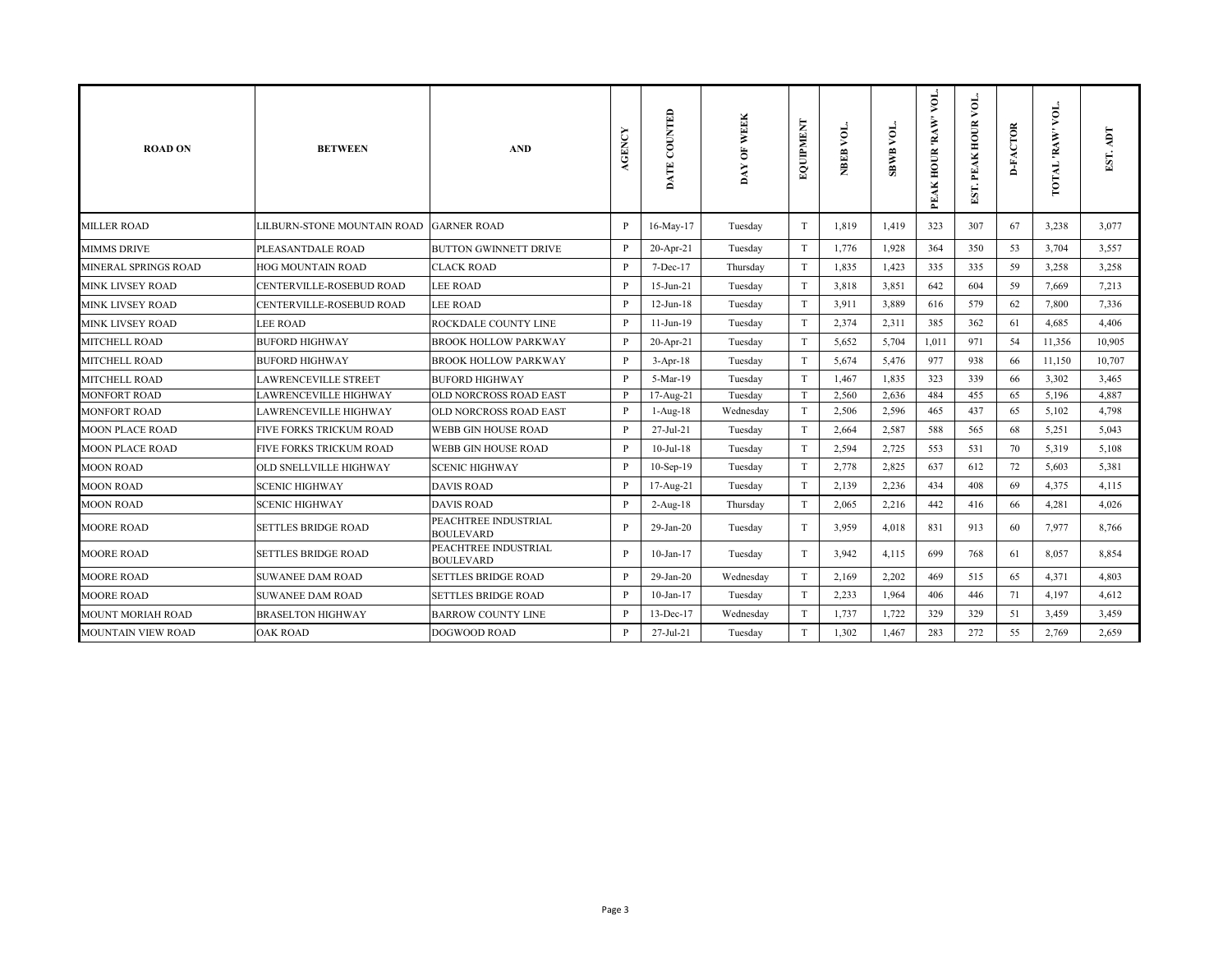| ROAD ON | BETWEEN | AND | AGENCY | DATE COUNTED | DAY OF WEEK | EQUIPMENT | NBEB VOL. | SBWB VOL. | PEAK HOUR 'RAW' VOL. | EST. PEAK HOUR VOL. | D-FACTOR | TOTAL 'RAW' VOL. | EST. ADT |
|---|---|---|---|---|---|---|---|---|---|---|---|---|---|
| MILLER ROAD | LILBURN-STONE MOUNTAIN ROAD | GARNER ROAD | P | 16-May-17 | Tuesday | T | 1,819 | 1,419 | 323 | 307 | 67 | 3,238 | 3,077 |
| MIMMS DRIVE | PLEASANTDALE ROAD | BUTTON GWINNETT DRIVE | P | 20-Apr-21 | Tuesday | T | 1,776 | 1,928 | 364 | 350 | 53 | 3,704 | 3,557 |
| MINERAL SPRINGS ROAD | HOG MOUNTAIN ROAD | CLACK ROAD | P | 7-Dec-17 | Thursday | T | 1,835 | 1,423 | 335 | 335 | 59 | 3,258 | 3,258 |
| MINK LIVSEY ROAD | CENTERVILLE-ROSEBUD ROAD | LEE ROAD | P | 15-Jun-21 | Tuesday | T | 3,818 | 3,851 | 642 | 604 | 59 | 7,669 | 7,213 |
| MINK LIVSEY ROAD | CENTERVILLE-ROSEBUD ROAD | LEE ROAD | P | 12-Jun-18 | Tuesday | T | 3,911 | 3,889 | 616 | 579 | 62 | 7,800 | 7,336 |
| MINK LIVSEY ROAD | LEE ROAD | ROCKDALE COUNTY LINE | P | 11-Jun-19 | Tuesday | T | 2,374 | 2,311 | 385 | 362 | 61 | 4,685 | 4,406 |
| MITCHELL ROAD | BUFORD HIGHWAY | BROOK HOLLOW PARKWAY | P | 20-Apr-21 | Tuesday | T | 5,652 | 5,704 | 1,011 | 971 | 54 | 11,356 | 10,905 |
| MITCHELL ROAD | BUFORD HIGHWAY | BROOK HOLLOW PARKWAY | P | 3-Apr-18 | Tuesday | T | 5,674 | 5,476 | 977 | 938 | 66 | 11,150 | 10,707 |
| MITCHELL ROAD | LAWRENCEVILLE STREET | BUFORD HIGHWAY | P | 5-Mar-19 | Tuesday | T | 1,467 | 1,835 | 323 | 339 | 66 | 3,302 | 3,465 |
| MONFORT ROAD | LAWRENCEVILLE HIGHWAY | OLD NORCROSS ROAD EAST | P | 17-Aug-21 | Tuesday | T | 2,560 | 2,636 | 484 | 455 | 65 | 5,196 | 4,887 |
| MONFORT ROAD | LAWRENCEVILLE HIGHWAY | OLD NORCROSS ROAD EAST | P | 1-Aug-18 | Wednesday | T | 2,506 | 2,596 | 465 | 437 | 65 | 5,102 | 4,798 |
| MOON PLACE ROAD | FIVE FORKS TRICKUM ROAD | WEBB GIN HOUSE ROAD | P | 27-Jul-21 | Tuesday | T | 2,664 | 2,587 | 588 | 565 | 68 | 5,251 | 5,043 |
| MOON PLACE ROAD | FIVE FORKS TRICKUM ROAD | WEBB GIN HOUSE ROAD | P | 10-Jul-18 | Tuesday | T | 2,594 | 2,725 | 553 | 531 | 70 | 5,319 | 5,108 |
| MOON ROAD | OLD SNELLVILLE HIGHWAY | SCENIC HIGHWAY | P | 10-Sep-19 | Tuesday | T | 2,778 | 2,825 | 637 | 612 | 72 | 5,603 | 5,381 |
| MOON ROAD | SCENIC HIGHWAY | DAVIS ROAD | P | 17-Aug-21 | Tuesday | T | 2,139 | 2,236 | 434 | 408 | 69 | 4,375 | 4,115 |
| MOON ROAD | SCENIC HIGHWAY | DAVIS ROAD | P | 2-Aug-18 | Thursday | T | 2,065 | 2,216 | 442 | 416 | 66 | 4,281 | 4,026 |
| MOORE ROAD | SETTLES BRIDGE ROAD | PEACHTREE INDUSTRIAL BOULEVARD | P | 29-Jan-20 | Tuesday | T | 3,959 | 4,018 | 831 | 913 | 60 | 7,977 | 8,766 |
| MOORE ROAD | SETTLES BRIDGE ROAD | PEACHTREE INDUSTRIAL BOULEVARD | P | 10-Jan-17 | Tuesday | T | 3,942 | 4,115 | 699 | 768 | 61 | 8,057 | 8,854 |
| MOORE ROAD | SUWANEE DAM ROAD | SETTLES BRIDGE ROAD | P | 29-Jan-20 | Wednesday | T | 2,169 | 2,202 | 469 | 515 | 65 | 4,371 | 4,803 |
| MOORE ROAD | SUWANEE DAM ROAD | SETTLES BRIDGE ROAD | P | 10-Jan-17 | Tuesday | T | 2,233 | 1,964 | 406 | 446 | 71 | 4,197 | 4,612 |
| MOUNT MORIAH ROAD | BRASELTON HIGHWAY | BARROW COUNTY LINE | P | 13-Dec-17 | Wednesday | T | 1,737 | 1,722 | 329 | 329 | 51 | 3,459 | 3,459 |
| MOUNTAIN VIEW ROAD | OAK ROAD | DOGWOOD ROAD | P | 27-Jul-21 | Tuesday | T | 1,302 | 1,467 | 283 | 272 | 55 | 2,769 | 2,659 |